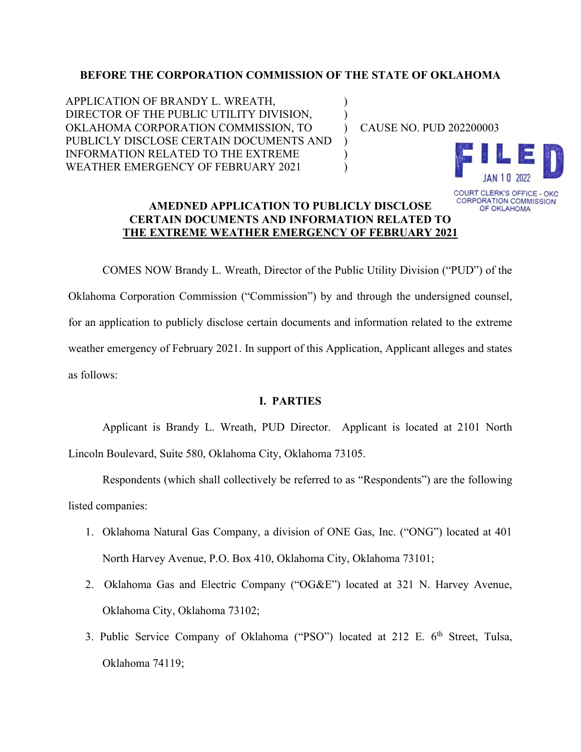**BEFORE THE CORPORATION COMMISSION OF THE STATE OF OKLAHOMA**

APPLICATION OF BRANDY L. WREATH, DIRECTOR OF THE PUBLIC UTILITY DIVISION, OKLAHOMA CORPORATION COMMISSION, TO PUBLICLY DISCLOSE CERTAIN DOCUMENTS AND INFORMATION RELATED TO THE EXTREME WEATHER EMERGENCY OF FEBRUARY 2021

CAUSE NO. PUD 202200003

FILED
JAN 10 2022
COURT CLERK'S OFFICE - OKC
CORPORATION COMMISSION
OF OKLAHOMA

**AMEDNED APPLICATION TO PUBLICLY DISCLOSE CERTAIN DOCUMENTS AND INFORMATION RELATED TO THE EXTREME WEATHER EMERGENCY OF FEBRUARY 2021**

COMES NOW Brandy L. Wreath, Director of the Public Utility Division ("PUD") of the Oklahoma Corporation Commission ("Commission") by and through the undersigned counsel, for an application to publicly disclose certain documents and information related to the extreme weather emergency of February 2021. In support of this Application, Applicant alleges and states as follows:

## I. PARTIES

Applicant is Brandy L. Wreath, PUD Director. Applicant is located at 2101 North Lincoln Boulevard, Suite 580, Oklahoma City, Oklahoma 73105.

Respondents (which shall collectively be referred to as "Respondents") are the following listed companies:

1. Oklahoma Natural Gas Company, a division of ONE Gas, Inc. ("ONG") located at 401 North Harvey Avenue, P.O. Box 410, Oklahoma City, Oklahoma 73101;
2. Oklahoma Gas and Electric Company ("OG&E") located at 321 N. Harvey Avenue, Oklahoma City, Oklahoma 73102;
3. Public Service Company of Oklahoma ("PSO") located at 212 E. 6th Street, Tulsa, Oklahoma 74119;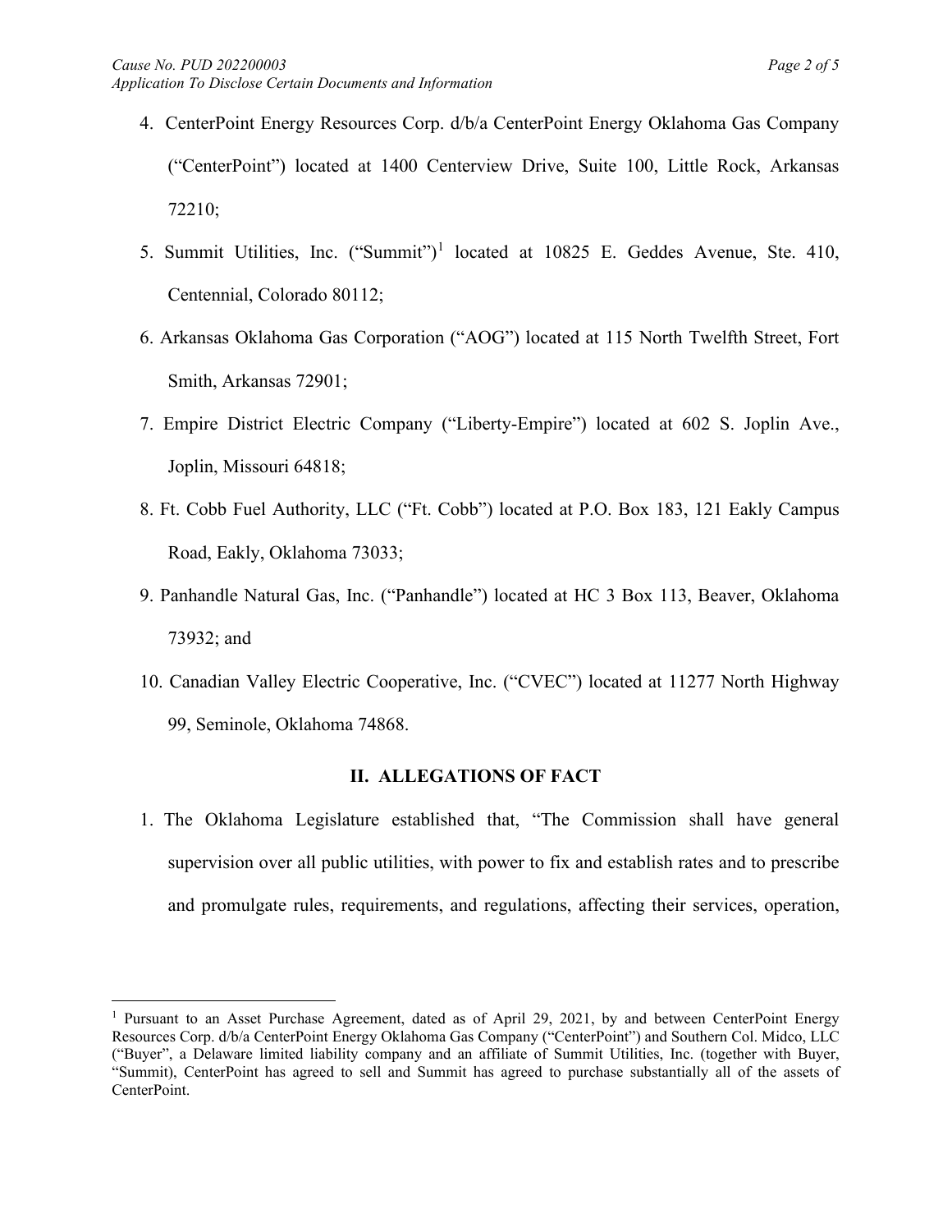4. CenterPoint Energy Resources Corp. d/b/a CenterPoint Energy Oklahoma Gas Company ("CenterPoint") located at 1400 Centerview Drive, Suite 100, Little Rock, Arkansas 72210;

5. Summit Utilities, Inc. ("Summit")[1] located at 10825 E. Geddes Avenue, Ste. 410, Centennial, Colorado 80112;

6. Arkansas Oklahoma Gas Corporation ("AOG") located at 115 North Twelfth Street, Fort Smith, Arkansas 72901;

7. Empire District Electric Company ("Liberty-Empire") located at 602 S. Joplin Ave., Joplin, Missouri 64818;

8. Ft. Cobb Fuel Authority, LLC ("Ft. Cobb") located at P.O. Box 183, 121 Eakly Campus Road, Eakly, Oklahoma 73033;

9. Panhandle Natural Gas, Inc. ("Panhandle") located at HC 3 Box 113, Beaver, Oklahoma 73932; and

10. Canadian Valley Electric Cooperative, Inc. ("CVEC") located at 11277 North Highway 99, Seminole, Oklahoma 74868.

## II. ALLEGATIONS OF FACT

1. The Oklahoma Legislature established that, "The Commission shall have general supervision over all public utilities, with power to fix and establish rates and to prescribe and promulgate rules, requirements, and regulations, affecting their services, operation,

---

[1] Pursuant to an Asset Purchase Agreement, dated as of April 29, 2021, by and between CenterPoint Energy Resources Corp. d/b/a CenterPoint Energy Oklahoma Gas Company ("CenterPoint") and Southern Col. Midco, LLC ("Buyer", a Delaware limited liability company and an affiliate of Summit Utilities, Inc. (together with Buyer, "Summit), CenterPoint has agreed to sell and Summit has agreed to purchase substantially all of the assets of CenterPoint.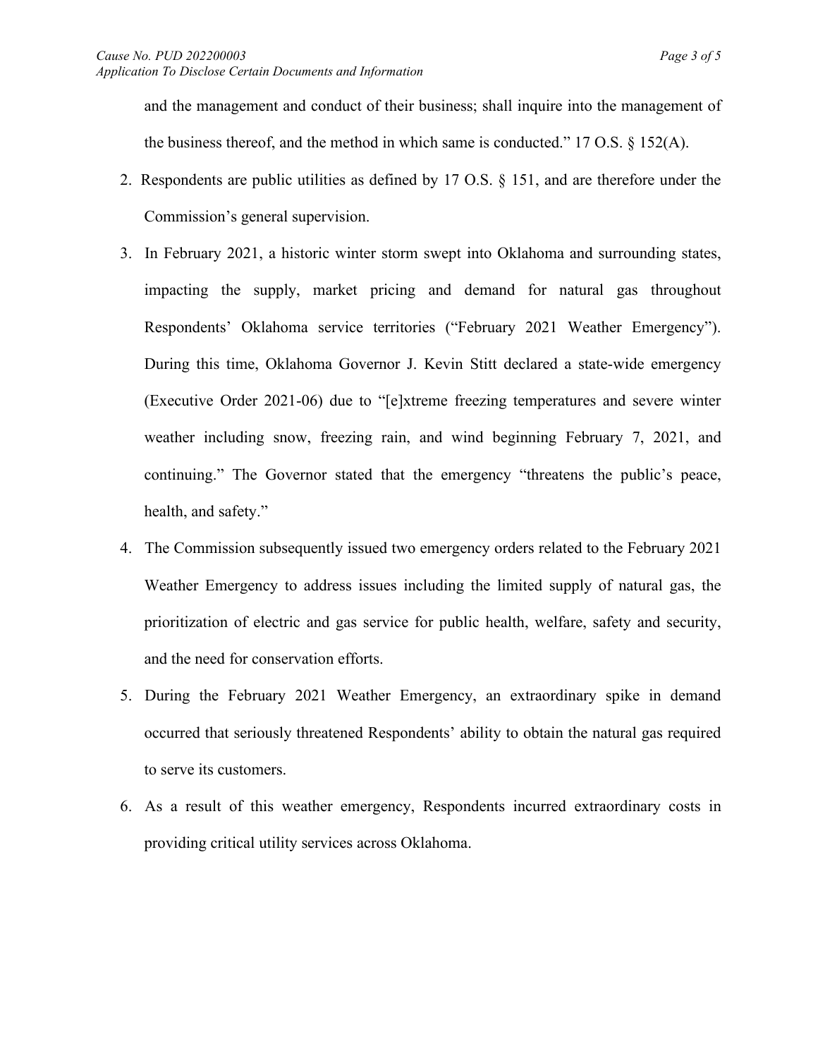and the management and conduct of their business; shall inquire into the management of the business thereof, and the method in which same is conducted." 17 O.S. § 152(A).

2. Respondents are public utilities as defined by 17 O.S. § 151, and are therefore under the Commission's general supervision.

3. In February 2021, a historic winter storm swept into Oklahoma and surrounding states, impacting the supply, market pricing and demand for natural gas throughout Respondents' Oklahoma service territories ("February 2021 Weather Emergency"). During this time, Oklahoma Governor J. Kevin Stitt declared a state-wide emergency (Executive Order 2021-06) due to "[e]xtreme freezing temperatures and severe winter weather including snow, freezing rain, and wind beginning February 7, 2021, and continuing." The Governor stated that the emergency "threatens the public's peace, health, and safety."

4. The Commission subsequently issued two emergency orders related to the February 2021 Weather Emergency to address issues including the limited supply of natural gas, the prioritization of electric and gas service for public health, welfare, safety and security, and the need for conservation efforts.

5. During the February 2021 Weather Emergency, an extraordinary spike in demand occurred that seriously threatened Respondents' ability to obtain the natural gas required to serve its customers.

6. As a result of this weather emergency, Respondents incurred extraordinary costs in providing critical utility services across Oklahoma.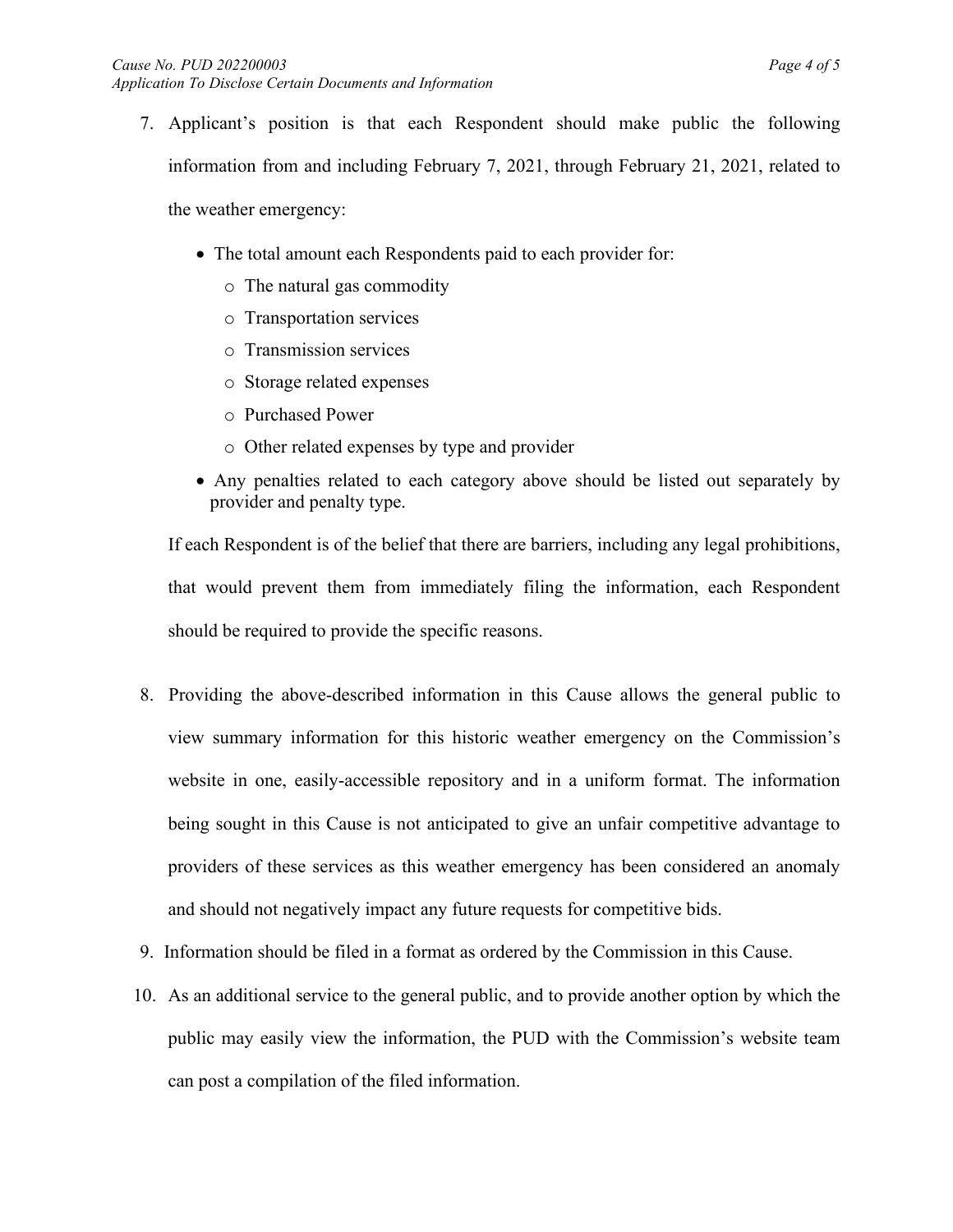7. Applicant's position is that each Respondent should make public the following information from and including February 7, 2021, through February 21, 2021, related to the weather emergency:

   - The total amount each Respondents paid to each provider for:
     - The natural gas commodity
     - Transportation services
     - Transmission services
     - Storage related expenses
     - Purchased Power
     - Other related expenses by type and provider
   - Any penalties related to each category above should be listed out separately by provider and penalty type.

   If each Respondent is of the belief that there are barriers, including any legal prohibitions, that would prevent them from immediately filing the information, each Respondent should be required to provide the specific reasons.

8. Providing the above-described information in this Cause allows the general public to view summary information for this historic weather emergency on the Commission's website in one, easily-accessible repository and in a uniform format. The information being sought in this Cause is not anticipated to give an unfair competitive advantage to providers of these services as this weather emergency has been considered an anomaly and should not negatively impact any future requests for competitive bids.

9. Information should be filed in a format as ordered by the Commission in this Cause.

10. As an additional service to the general public, and to provide another option by which the public may easily view the information, the PUD with the Commission's website team can post a compilation of the filed information.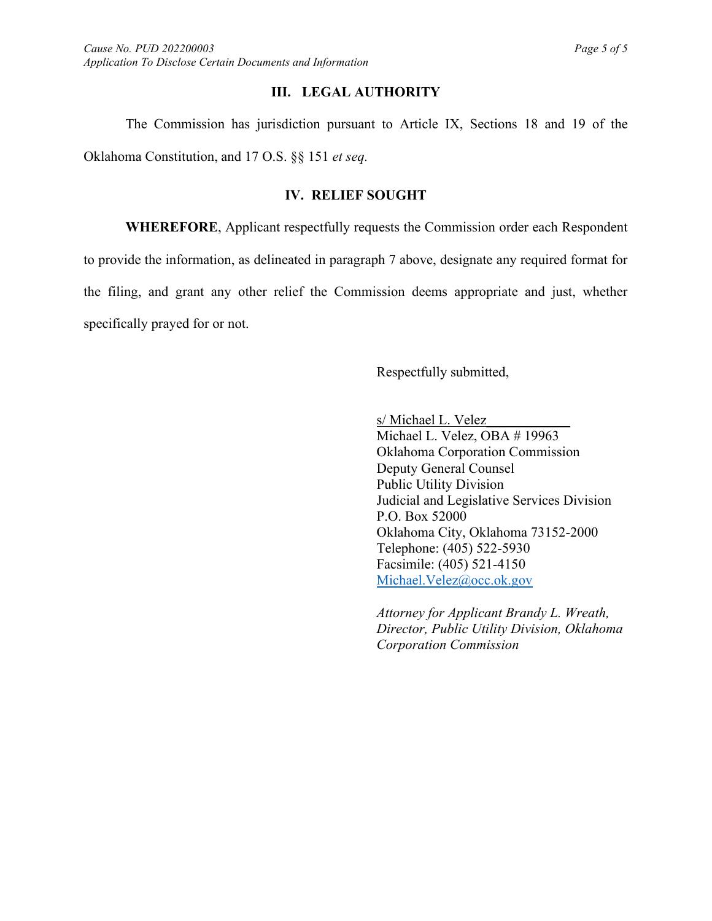## III. LEGAL AUTHORITY

The Commission has jurisdiction pursuant to Article IX, Sections 18 and 19 of the Oklahoma Constitution, and 17 O.S. §§ 151 *et seq.*

## IV. RELIEF SOUGHT

**WHEREFORE**, Applicant respectfully requests the Commission order each Respondent to provide the information, as delineated in paragraph 7 above, designate any required format for the filing, and grant any other relief the Commission deems appropriate and just, whether specifically prayed for or not.

Respectfully submitted,

s/ Michael L. Velez
Michael L. Velez, OBA # 19963
Oklahoma Corporation Commission
Deputy General Counsel
Public Utility Division
Judicial and Legislative Services Division
P.O. Box 52000
Oklahoma City, Oklahoma 73152-2000
Telephone: (405) 522-5930
Facsimile: (405) 521-4150
Michael.Velez@occ.ok.gov

*Attorney for Applicant Brandy L. Wreath, Director, Public Utility Division, Oklahoma Corporation Commission*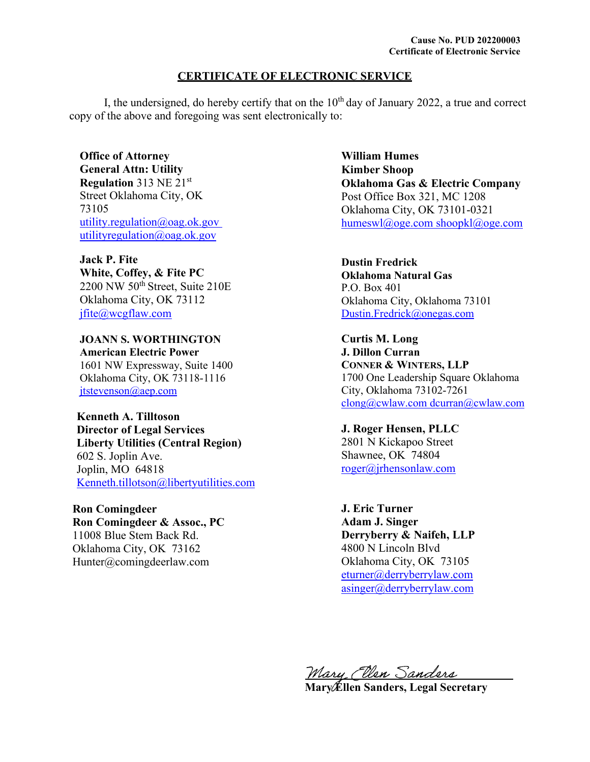**Cause No. PUD 202200003**
**Certificate of Electronic Service**

## CERTIFICATE OF ELECTRONIC SERVICE

I, the undersigned, do hereby certify that on the 10th day of January 2022, a true and correct copy of the above and foregoing was sent electronically to:

**Office of Attorney**
**General Attn: Utility**
**Regulation** 313 NE 21st
Street Oklahoma City, OK
73105
utility.regulation@oag.ok.gov
utilityregulation@oag.ok.gov

**Jack P. Fite**
**White, Coffey, & Fite PC**
2200 NW 50th Street, Suite 210E
Oklahoma City, OK 73112
jfite@wcgflaw.com

**JOANN S. WORTHINGTON**
**American Electric Power**
1601 NW Expressway, Suite 1400
Oklahoma City, OK 73118-1116
jtstevenson@aep.com

**Kenneth A. Tilltoson**
**Director of Legal Services**
**Liberty Utilities (Central Region)**
602 S. Joplin Ave.
Joplin, MO 64818
Kenneth.tillotson@libertyutilities.com

**Ron Comingdeer**
**Ron Comingdeer & Assoc., PC**
11008 Blue Stem Back Rd.
Oklahoma City, OK 73162
Hunter@comingdeerlaw.com

**William Humes**
**Kimber Shoop**
**Oklahoma Gas & Electric Company**
Post Office Box 321, MC 1208
Oklahoma City, OK 73101-0321
humeswl@oge.com shoopkl@oge.com

**Dustin Fredrick**
**Oklahoma Natural Gas**
P.O. Box 401
Oklahoma City, Oklahoma 73101
Dustin.Fredrick@onegas.com

**Curtis M. Long**
**J. Dillon Curran**
**CONNER & WINTERS, LLP**
1700 One Leadership Square Oklahoma City, Oklahoma 73102-7261
clong@cwlaw.com dcurran@cwlaw.com

**J. Roger Hensen, PLLC**
2801 N Kickapoo Street
Shawnee, OK 74804
roger@jrhensonlaw.com

**J. Eric Turner**
**Adam J. Singer**
**Derryberry & Naifeh, LLP**
4800 N Lincoln Blvd
Oklahoma City, OK 73105
eturner@derryberrylaw.com
asinger@derryberrylaw.com

*Mary Ellen Sanders*
**Mary Ellen Sanders, Legal Secretary**